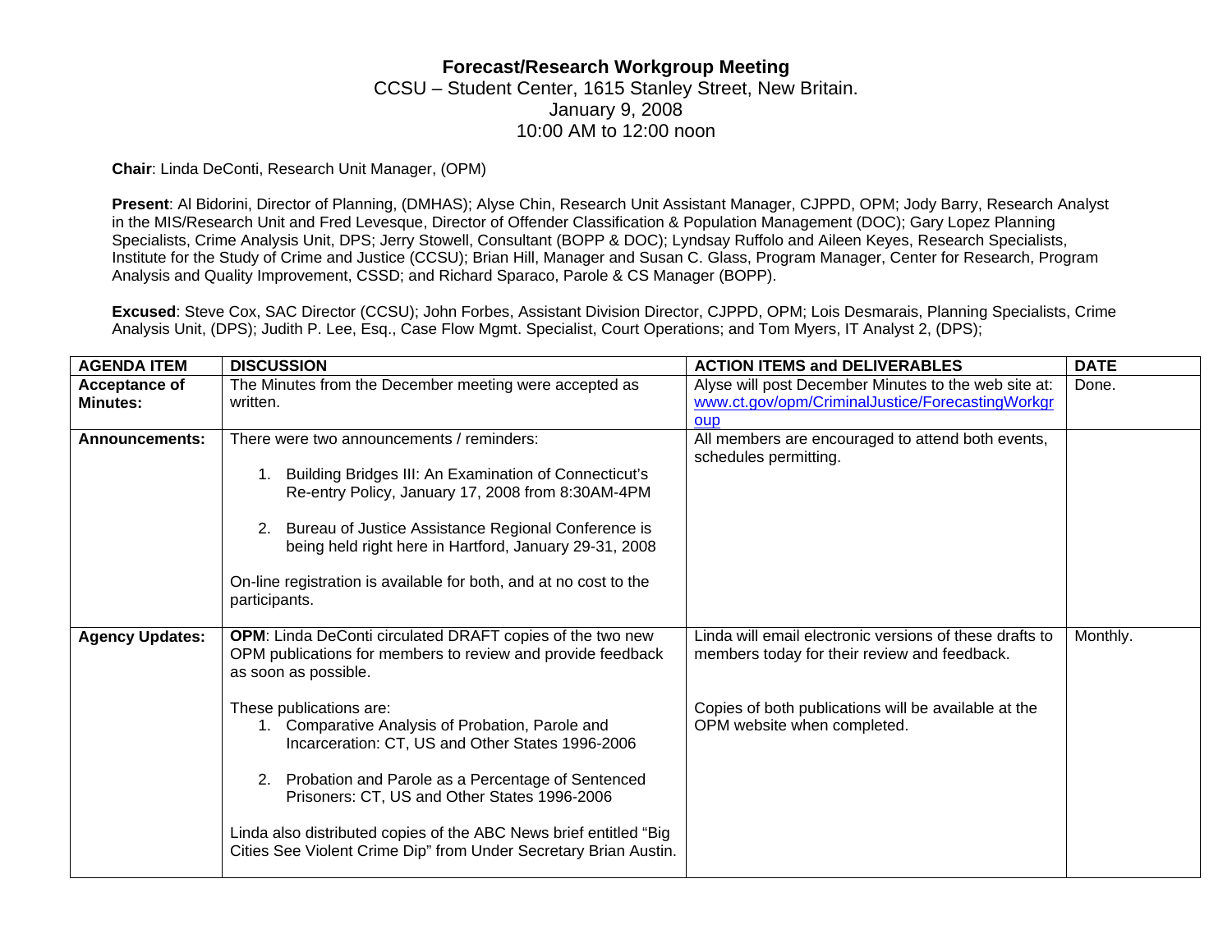# Forecast/Research Workgroup Meeting

CCSU – Student Center, 1615 Stanley Street, New Britain.
January 9, 2008
10:00 AM to 12:00 noon

**Chair**: Linda DeConti, Research Unit Manager, (OPM)

**Present**: Al Bidorini, Director of Planning, (DMHAS); Alyse Chin, Research Unit Assistant Manager, CJPPD, OPM; Jody Barry, Research Analyst in the MIS/Research Unit and Fred Levesque, Director of Offender Classification & Population Management (DOC); Gary Lopez Planning Specialists, Crime Analysis Unit, DPS; Jerry Stowell, Consultant (BOPP & DOC); Lyndsay Ruffolo and Aileen Keyes, Research Specialists, Institute for the Study of Crime and Justice (CCSU); Brian Hill, Manager and Susan C. Glass, Program Manager, Center for Research, Program Analysis and Quality Improvement, CSSD; and Richard Sparaco, Parole & CS Manager (BOPP).

**Excused**: Steve Cox, SAC Director (CCSU); John Forbes, Assistant Division Director, CJPPD, OPM; Lois Desmarais, Planning Specialists, Crime Analysis Unit, (DPS); Judith P. Lee, Esq., Case Flow Mgmt. Specialist, Court Operations; and Tom Myers, IT Analyst 2, (DPS);

| AGENDA ITEM | DISCUSSION | ACTION ITEMS and DELIVERABLES | DATE |
|---|---|---|---|
| **Acceptance of Minutes:** | The Minutes from the December meeting were accepted as written. | Alyse will post December Minutes to the web site at: www.ct.gov/opm/CriminalJustice/ForecastingWorkgroup | Done. |
| **Announcements:** | There were two announcements / reminders:<br><br>1. Building Bridges III: An Examination of Connecticut's Re-entry Policy, January 17, 2008 from 8:30AM-4PM<br><br>2. Bureau of Justice Assistance Regional Conference is being held right here in Hartford, January 29-31, 2008<br><br>On-line registration is available for both, and at no cost to the participants. | All members are encouraged to attend both events, schedules permitting. | |
| **Agency Updates:** | **OPM**: Linda DeConti circulated DRAFT copies of the two new OPM publications for members to review and provide feedback as soon as possible.<br><br>These publications are:<br>1. Comparative Analysis of Probation, Parole and Incarceration: CT, US and Other States 1996-2006<br><br>2. Probation and Parole as a Percentage of Sentenced Prisoners: CT, US and Other States 1996-2006<br><br>Linda also distributed copies of the ABC News brief entitled "Big Cities See Violent Crime Dip" from Under Secretary Brian Austin. | Linda will email electronic versions of these drafts to members today for their review and feedback.<br><br>Copies of both publications will be available at the OPM website when completed. | Monthly. |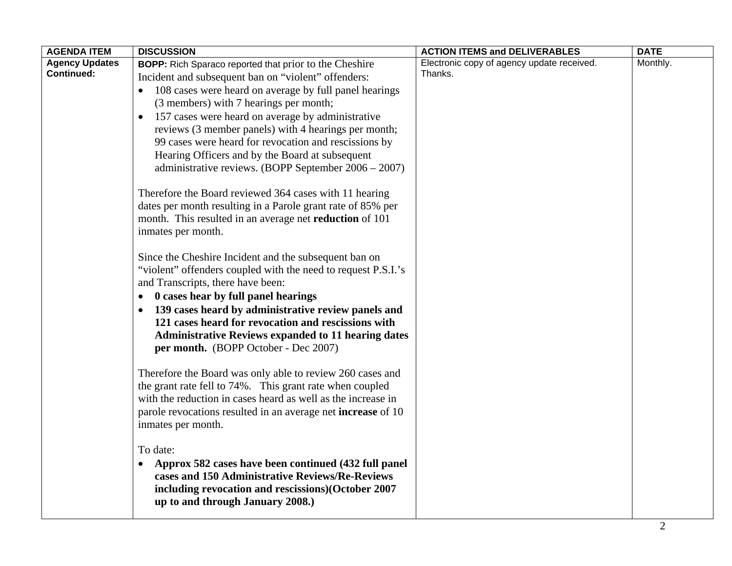| AGENDA ITEM | DISCUSSION | ACTION ITEMS and DELIVERABLES | DATE |
|---|---|---|---|
| **Agency Updates Continued:** | **BOPP:** Rich Sparaco reported that prior to the Cheshire Incident and subsequent ban on "violent" offenders:<br>• 108 cases were heard on average by full panel hearings (3 members) with 7 hearings per month;<br>• 157 cases were heard on average by administrative reviews (3 member panels) with 4 hearings per month; 99 cases were heard for revocation and rescissions by Hearing Officers and by the Board at subsequent administrative reviews. (BOPP September 2006 – 2007)<br><br>Therefore the Board reviewed 364 cases with 11 hearing dates per month resulting in a Parole grant rate of 85% per month. This resulted in an average net **reduction** of 101 inmates per month.<br><br>Since the Cheshire Incident and the subsequent ban on "violent" offenders coupled with the need to request P.S.I.'s and Transcripts, there have been:<br>• **0 cases hear by full panel hearings**<br>• **139 cases heard by administrative review panels and 121 cases heard for revocation and rescissions with Administrative Reviews expanded to 11 hearing dates per month.** (BOPP October - Dec 2007)<br><br>Therefore the Board was only able to review 260 cases and the grant rate fell to 74%. This grant rate when coupled with the reduction in cases heard as well as the increase in parole revocations resulted in an average net **increase** of 10 inmates per month.<br><br>To date:<br>• **Approx 582 cases have been continued (432 full panel cases and 150 Administrative Reviews/Re-Reviews including revocation and rescissions)(October 2007 up to and through January 2008.)** | Electronic copy of agency update received. Thanks. | Monthly. |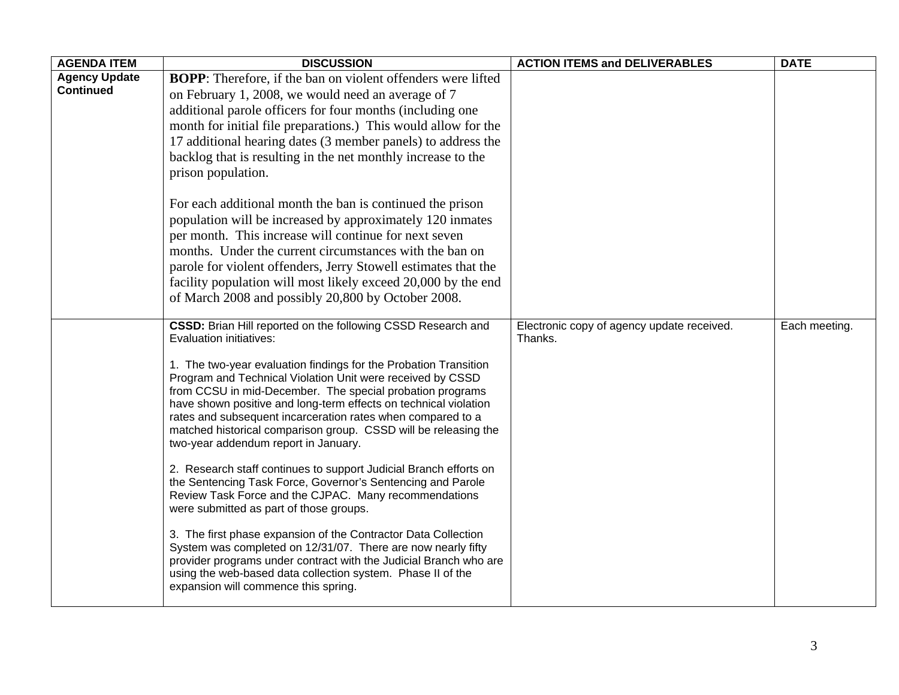| AGENDA ITEM | DISCUSSION | ACTION ITEMS and DELIVERABLES | DATE |
|---|---|---|---|
| **Agency Update Continued** | **BOPP**: Therefore, if the ban on violent offenders were lifted on February 1, 2008, we would need an average of 7 additional parole officers for four months (including one month for initial file preparations.) This would allow for the 17 additional hearing dates (3 member panels) to address the backlog that is resulting in the net monthly increase to the prison population.<br><br>For each additional month the ban is continued the prison population will be increased by approximately 120 inmates per month. This increase will continue for next seven months. Under the current circumstances with the ban on parole for violent offenders, Jerry Stowell estimates that the facility population will most likely exceed 20,000 by the end of March 2008 and possibly 20,800 by October 2008. | | |
| | **CSSD:** Brian Hill reported on the following CSSD Research and Evaluation initiatives:<br><br>1. The two-year evaluation findings for the Probation Transition Program and Technical Violation Unit were received by CSSD from CCSU in mid-December. The special probation programs have shown positive and long-term effects on technical violation rates and subsequent incarceration rates when compared to a matched historical comparison group. CSSD will be releasing the two-year addendum report in January.<br><br>2. Research staff continues to support Judicial Branch efforts on the Sentencing Task Force, Governor's Sentencing and Parole Review Task Force and the CJPAC. Many recommendations were submitted as part of those groups.<br><br>3. The first phase expansion of the Contractor Data Collection System was completed on 12/31/07. There are now nearly fifty provider programs under contract with the Judicial Branch who are using the web-based data collection system. Phase II of the expansion will commence this spring. | Electronic copy of agency update received. Thanks. | Each meeting. |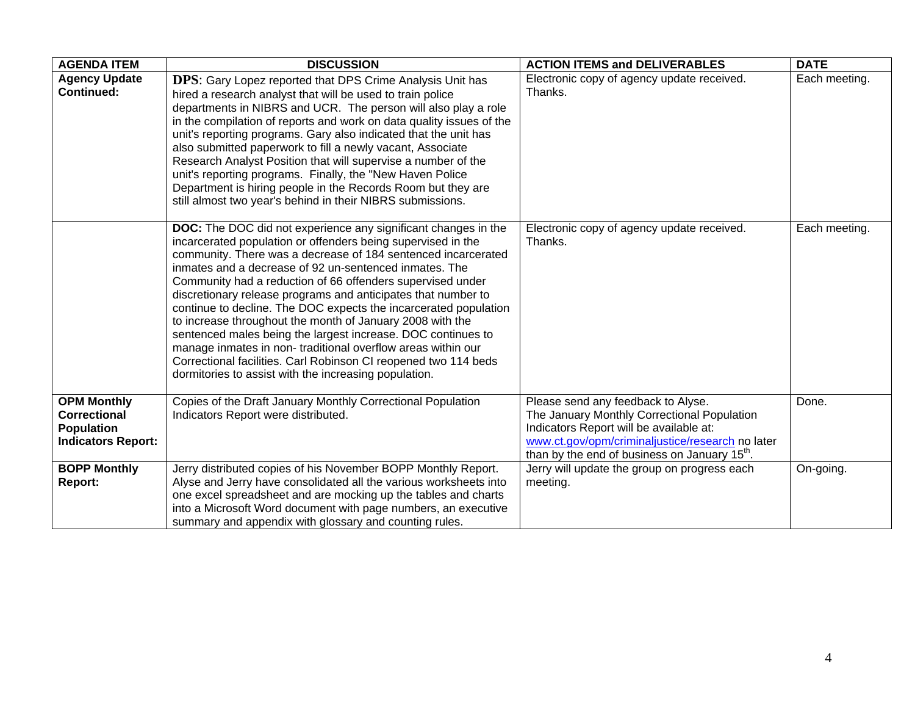| AGENDA ITEM | DISCUSSION | ACTION ITEMS and DELIVERABLES | DATE |
|---|---|---|---|
| **Agency Update Continued:** | **DPS**: Gary Lopez reported that DPS Crime Analysis Unit has hired a research analyst that will be used to train police departments in NIBRS and UCR. The person will also play a role in the compilation of reports and work on data quality issues of the unit's reporting programs. Gary also indicated that the unit has also submitted paperwork to fill a newly vacant, Associate Research Analyst Position that will supervise a number of the unit's reporting programs. Finally, the "New Haven Police Department is hiring people in the Records Room but they are still almost two year's behind in their NIBRS submissions. | Electronic copy of agency update received. Thanks. | Each meeting. |
| | **DOC:** The DOC did not experience any significant changes in the incarcerated population or offenders being supervised in the community. There was a decrease of 184 sentenced incarcerated inmates and a decrease of 92 un-sentenced inmates. The Community had a reduction of 66 offenders supervised under discretionary release programs and anticipates that number to continue to decline. The DOC expects the incarcerated population to increase throughout the month of January 2008 with the sentenced males being the largest increase. DOC continues to manage inmates in non- traditional overflow areas within our Correctional facilities. Carl Robinson CI reopened two 114 beds dormitories to assist with the increasing population. | Electronic copy of agency update received. Thanks. | Each meeting. |
| **OPM Monthly Correctional Population Indicators Report:** | Copies of the Draft January Monthly Correctional Population Indicators Report were distributed. | Please send any feedback to Alyse. The January Monthly Correctional Population Indicators Report will be available at: www.ct.gov/opm/criminaljustice/research no later than by the end of business on January 15th. | Done. |
| **BOPP Monthly Report:** | Jerry distributed copies of his November BOPP Monthly Report. Alyse and Jerry have consolidated all the various worksheets into one excel spreadsheet and are mocking up the tables and charts into a Microsoft Word document with page numbers, an executive summary and appendix with glossary and counting rules. | Jerry will update the group on progress each meeting. | On-going. |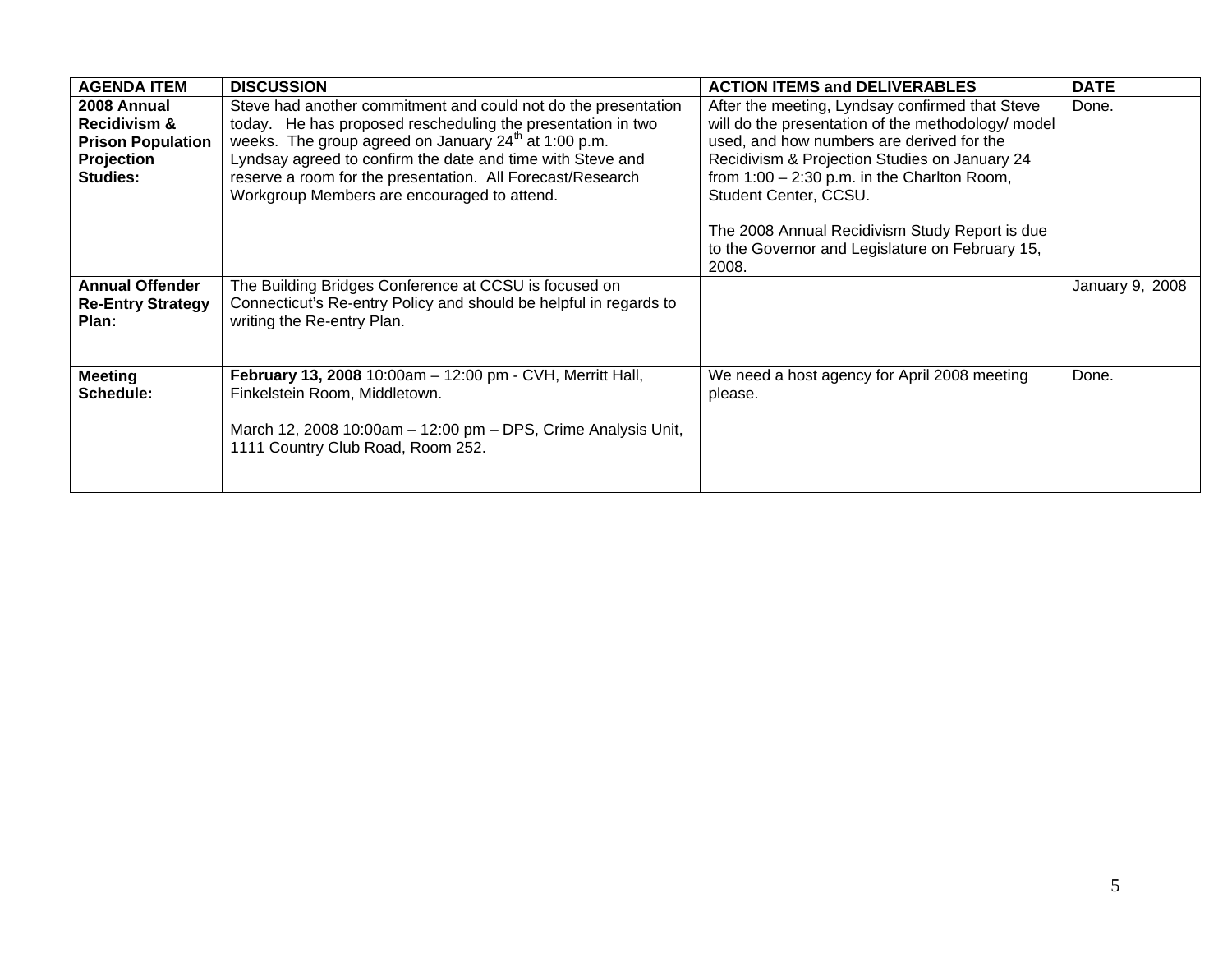| AGENDA ITEM | DISCUSSION | ACTION ITEMS and DELIVERABLES | DATE |
|---|---|---|---|
| **2008 Annual Recidivism & Prison Population Projection Studies:** | Steve had another commitment and could not do the presentation today. He has proposed rescheduling the presentation in two weeks. The group agreed on January 24th at 1:00 p.m. Lyndsay agreed to confirm the date and time with Steve and reserve a room for the presentation. All Forecast/Research Workgroup Members are encouraged to attend. | After the meeting, Lyndsay confirmed that Steve will do the presentation of the methodology/ model used, and how numbers are derived for the Recidivism & Projection Studies on January 24 from 1:00 – 2:30 p.m. in the Charlton Room, Student Center, CCSU.<br><br>The 2008 Annual Recidivism Study Report is due to the Governor and Legislature on February 15, 2008. | Done. |
| **Annual Offender Re-Entry Strategy Plan:** | The Building Bridges Conference at CCSU is focused on Connecticut's Re-entry Policy and should be helpful in regards to writing the Re-entry Plan. | | January 9, 2008 |
| **Meeting Schedule:** | **February 13, 2008** 10:00am – 12:00 pm - CVH, Merritt Hall, Finkelstein Room, Middletown.<br><br>March 12, 2008 10:00am – 12:00 pm – DPS, Crime Analysis Unit, 1111 Country Club Road, Room 252. | We need a host agency for April 2008 meeting please. | Done. |